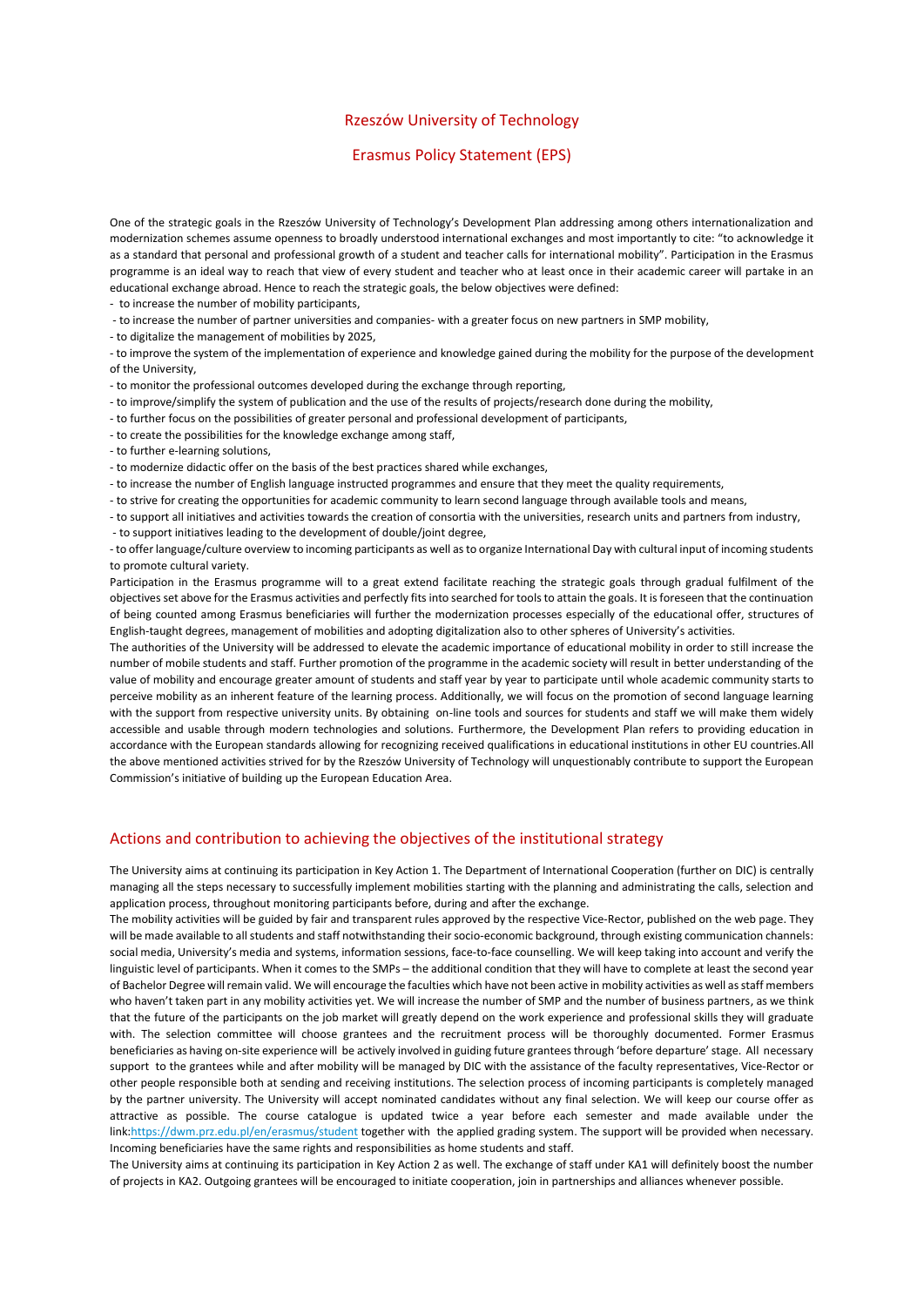# Rzeszów University of Technology

## Erasmus Policy Statement (EPS)

One of the strategic goals in the Rzeszów University of Technology's Development Plan addressing among others internationalization and modernization schemes assume openness to broadly understood international exchanges and most importantly to cite: "to acknowledge it as a standard that personal and professional growth of a student and teacher calls for international mobility". Participation in the Erasmus programme is an ideal way to reach that view of every student and teacher who at least once in their academic career will partake in an educational exchange abroad. Hence to reach the strategic goals, the below objectives were defined:

- to increase the number of mobility participants,
- to increase the number of partner universities and companies- with a greater focus on new partners in SMP mobility,
- to digitalize the management of mobilities by 2025,
- to improve the system of the implementation of experience and knowledge gained during the mobility for the purpose of the development of the University,
- to monitor the professional outcomes developed during the exchange through reporting,
- to improve/simplify the system of publication and the use of the results of projects/research done during the mobility,
- to further focus on the possibilities of greater personal and professional development of participants,
- to create the possibilities for the knowledge exchange among staff,
- to further e-learning solutions,
- to modernize didactic offer on the basis of the best practices shared while exchanges,
- to increase the number of English language instructed programmes and ensure that they meet the quality requirements,
- to strive for creating the opportunities for academic community to learn second language through available tools and means,
- to support all initiatives and activities towards the creation of consortia with the universities, research units and partners from industry,
- to support initiatives leading to the development of double/joint degree,
- to offer language/culture overview to incoming participants as well as to organize International Day with cultural input of incoming students to promote cultural variety.

Participation in the Erasmus programme will to a great extend facilitate reaching the strategic goals through gradual fulfilment of the objectives set above for the Erasmus activities and perfectly fits into searched for tools to attain the goals. It is foreseen that the continuation of being counted among Erasmus beneficiaries will further the modernization processes especially of the educational offer, structures of English-taught degrees, management of mobilities and adopting digitalization also to other spheres of University's activities.

The authorities of the University will be addressed to elevate the academic importance of educational mobility in order to still increase the number of mobile students and staff. Further promotion of the programme in the academic society will result in better understanding of the value of mobility and encourage greater amount of students and staff year by year to participate until whole academic community starts to perceive mobility as an inherent feature of the learning process. Additionally, we will focus on the promotion of second language learning with the support from respective university units. By obtaining on-line tools and sources for students and staff we will make them widely accessible and usable through modern technologies and solutions. Furthermore, the Development Plan refers to providing education in accordance with the European standards allowing for recognizing received qualifications in educational institutions in other EU countries.All the above mentioned activities strived for by the Rzeszów University of Technology will unquestionably contribute to support the European Commission's initiative of building up the European Education Area.

## Actions and contribution to achieving the objectives of the institutional strategy

The University aims at continuing its participation in Key Action 1. The Department of International Cooperation (further on DIC) is centrally managing all the steps necessary to successfully implement mobilities starting with the planning and administrating the calls, selection and application process, throughout monitoring participants before, during and after the exchange.

The mobility activities will be guided by fair and transparent rules approved by the respective Vice-Rector, published on the web page. They will be made available to all students and staff notwithstanding their socio-economic background, through existing communication channels: social media, University's media and systems, information sessions, face-to-face counselling. We will keep taking into account and verify the linguistic level of participants. When it comes to the SMPs – the additional condition that they will have to complete at least the second year of Bachelor Degree will remain valid. We will encourage the faculties which have not been active in mobility activities as well as staff members who haven't taken part in any mobility activities yet. We will increase the number of SMP and the number of business partners, as we think that the future of the participants on the job market will greatly depend on the work experience and professional skills they will graduate with. The selection committee will choose grantees and the recruitment process will be thoroughly documented. Former Erasmus beneficiaries as having on-site experience will be actively involved in guiding future grantees through 'before departure' stage. All necessary support to the grantees while and after mobility will be managed by DIC with the assistance of the faculty representatives, Vice-Rector or other people responsible both at sending and receiving institutions. The selection process of incoming participants is completely managed by the partner university. The University will accept nominated candidates without any final selection. We will keep our course offer as attractive as possible. The course catalogue is updated twice a year before each semester and made available under the link:https://dwm.prz.edu.pl/en/erasmus/student together with the applied grading system. The support will be provided when necessary. Incoming beneficiaries have the same rights and responsibilities as home students and staff.

The University aims at continuing its participation in Key Action 2 as well. The exchange of staff under KA1 will definitely boost the number of projects in KA2. Outgoing grantees will be encouraged to initiate cooperation, join in partnerships and alliances whenever possible.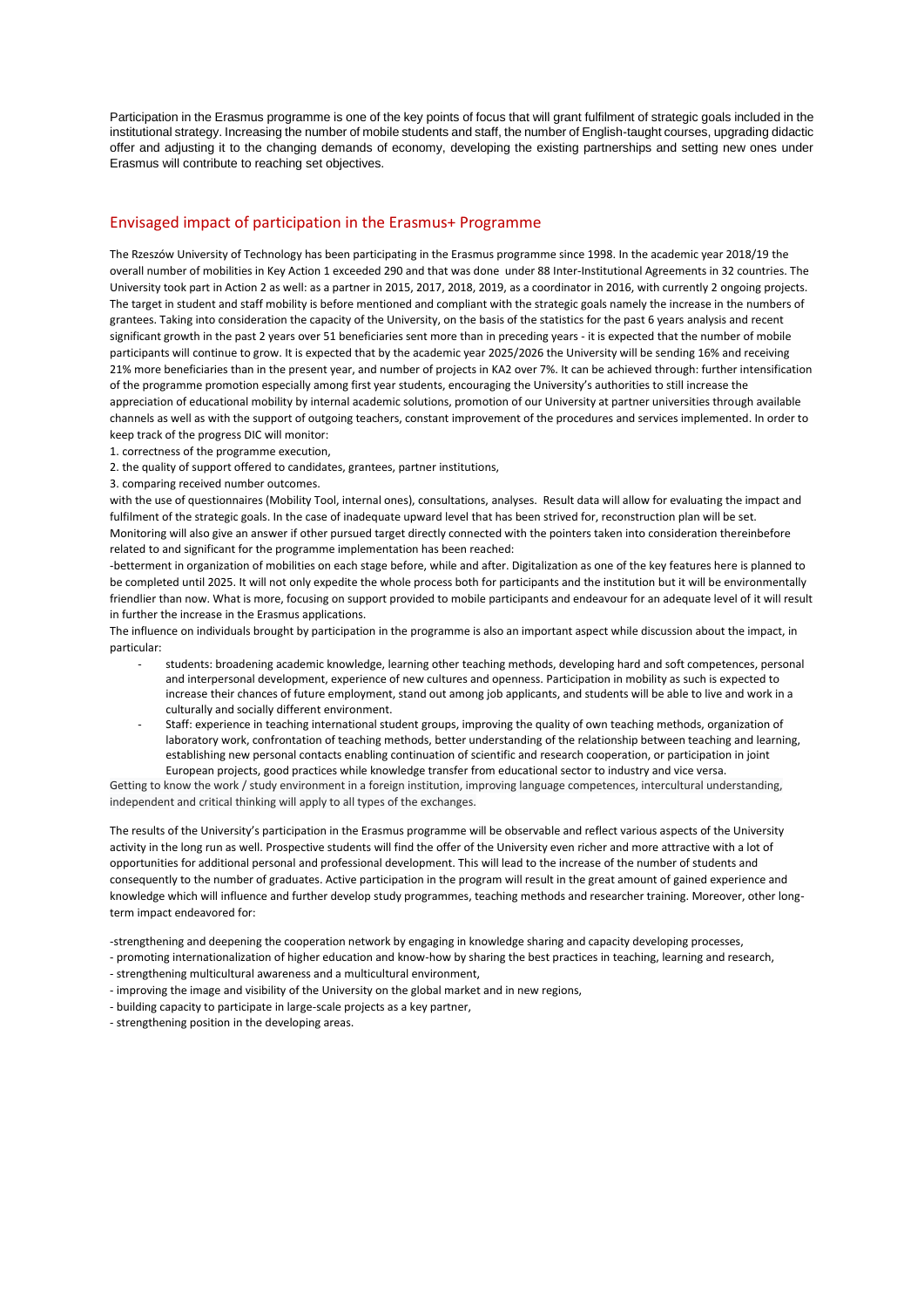Participation in the Erasmus programme is one of the key points of focus that will grant fulfilment of strategic goals included in the institutional strategy. Increasing the number of mobile students and staff, the number of English-taught courses, upgrading didactic offer and adjusting it to the changing demands of economy, developing the existing partnerships and setting new ones under Erasmus will contribute to reaching set objectives.

## Envisaged impact of participation in the Erasmus+ Programme

The Rzeszów University of Technology has been participating in the Erasmus programme since 1998. In the academic year 2018/19 the overall number of mobilities in Key Action 1 exceeded 290 and that was done under 88 Inter-Institutional Agreements in 32 countries. The University took part in Action 2 as well: as a partner in 2015, 2017, 2018, 2019, as a coordinator in 2016, with currently 2 ongoing projects. The target in student and staff mobility is before mentioned and compliant with the strategic goals namely the increase in the numbers of grantees. Taking into consideration the capacity of the University, on the basis of the statistics for the past 6 years analysis and recent significant growth in the past 2 years over 51 beneficiaries sent more than in preceding years - it is expected that the number of mobile participants will continue to grow. It is expected that by the academic year 2025/2026 the University will be sending 16% and receiving 21% more beneficiaries than in the present year, and number of projects in KA2 over 7%. It can be achieved through: further intensification of the programme promotion especially among first year students, encouraging the University's authorities to still increase the appreciation of educational mobility by internal academic solutions, promotion of our University at partner universities through available channels as well as with the support of outgoing teachers, constant improvement of the procedures and services implemented. In order to keep track of the progress DIC will monitor:

1. correctness of the programme execution,
2. the quality of support offered to candidates, grantees, partner institutions,
3. comparing received number outcomes.

with the use of questionnaires (Mobility Tool, internal ones), consultations, analyses. Result data will allow for evaluating the impact and fulfilment of the strategic goals. In the case of inadequate upward level that has been strived for, reconstruction plan will be set. Monitoring will also give an answer if other pursued target directly connected with the pointers taken into consideration thereinbefore related to and significant for the programme implementation has been reached:

-betterment in organization of mobilities on each stage before, while and after. Digitalization as one of the key features here is planned to be completed until 2025. It will not only expedite the whole process both for participants and the institution but it will be environmentally friendlier than now. What is more, focusing on support provided to mobile participants and endeavour for an adequate level of it will result in further the increase in the Erasmus applications.

The influence on individuals brought by participation in the programme is also an important aspect while discussion about the impact, in particular:

- students: broadening academic knowledge, learning other teaching methods, developing hard and soft competences, personal and interpersonal development, experience of new cultures and openness. Participation in mobility as such is expected to increase their chances of future employment, stand out among job applicants, and students will be able to live and work in a culturally and socially different environment.
- Staff: experience in teaching international student groups, improving the quality of own teaching methods, organization of laboratory work, confrontation of teaching methods, better understanding of the relationship between teaching and learning, establishing new personal contacts enabling continuation of scientific and research cooperation, or participation in joint European projects, good practices while knowledge transfer from educational sector to industry and vice versa.

Getting to know the work / study environment in a foreign institution, improving language competences, intercultural understanding, independent and critical thinking will apply to all types of the exchanges.

The results of the University's participation in the Erasmus programme will be observable and reflect various aspects of the University activity in the long run as well. Prospective students will find the offer of the University even richer and more attractive with a lot of opportunities for additional personal and professional development. This will lead to the increase of the number of students and consequently to the number of graduates. Active participation in the program will result in the great amount of gained experience and knowledge which will influence and further develop study programmes, teaching methods and researcher training. Moreover, other long-term impact endeavored for:

-strengthening and deepening the cooperation network by engaging in knowledge sharing and capacity developing processes,
- promoting internationalization of higher education and know-how by sharing the best practices in teaching, learning and research,
- strengthening multicultural awareness and a multicultural environment,
- improving the image and visibility of the University on the global market and in new regions,
- building capacity to participate in large-scale projects as a key partner,
- strengthening position in the developing areas.